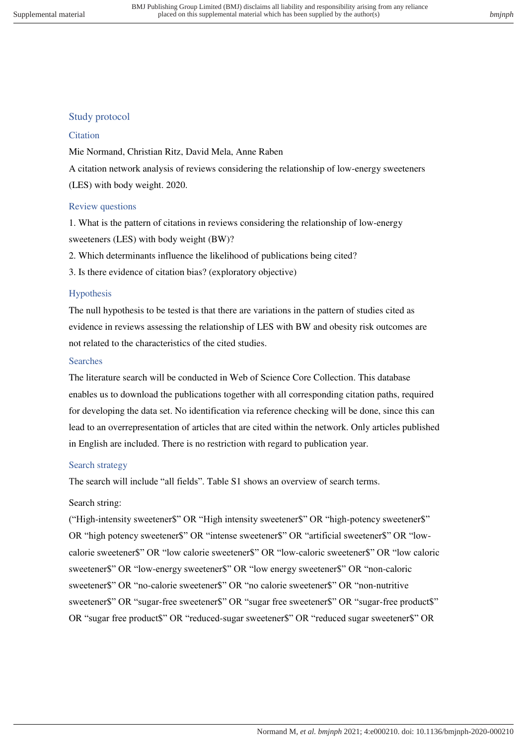## Study protocol

### Citation

Mie Normand, Christian Ritz, David Mela, Anne Raben

A citation network analysis of reviews considering the relationship of low-energy sweeteners (LES) with body weight. 2020.

### Review questions

1. What is the pattern of citations in reviews considering the relationship of low-energy sweeteners (LES) with body weight (BW)?
2. Which determinants influence the likelihood of publications being cited?
3. Is there evidence of citation bias? (exploratory objective)

### Hypothesis

The null hypothesis to be tested is that there are variations in the pattern of studies cited as evidence in reviews assessing the relationship of LES with BW and obesity risk outcomes are not related to the characteristics of the cited studies.

### Searches

The literature search will be conducted in Web of Science Core Collection. This database enables us to download the publications together with all corresponding citation paths, required for developing the data set. No identification via reference checking will be done, since this can lead to an overrepresentation of articles that are cited within the network. Only articles published in English are included. There is no restriction with regard to publication year.

### Search strategy

The search will include "all fields". Table S1 shows an overview of search terms.

Search string:

("High-intensity sweetener$" OR "High intensity sweetener$" OR "high-potency sweetener$" OR "high potency sweetener$" OR "intense sweetener$" OR "artificial sweetener$" OR "low-calorie sweetener$" OR "low calorie sweetener$" OR "low-caloric sweetener$" OR "low caloric sweetener$" OR "low-energy sweetener$" OR "low energy sweetener$" OR "non-caloric sweetener$" OR "no-calorie sweetener$" OR "no calorie sweetener$" OR "non-nutritive sweetener$" OR "sugar-free sweetener$" OR "sugar free sweetener$" OR "sugar-free product$" OR "sugar free product$" OR "reduced-sugar sweetener$" OR "reduced sugar sweetener$" OR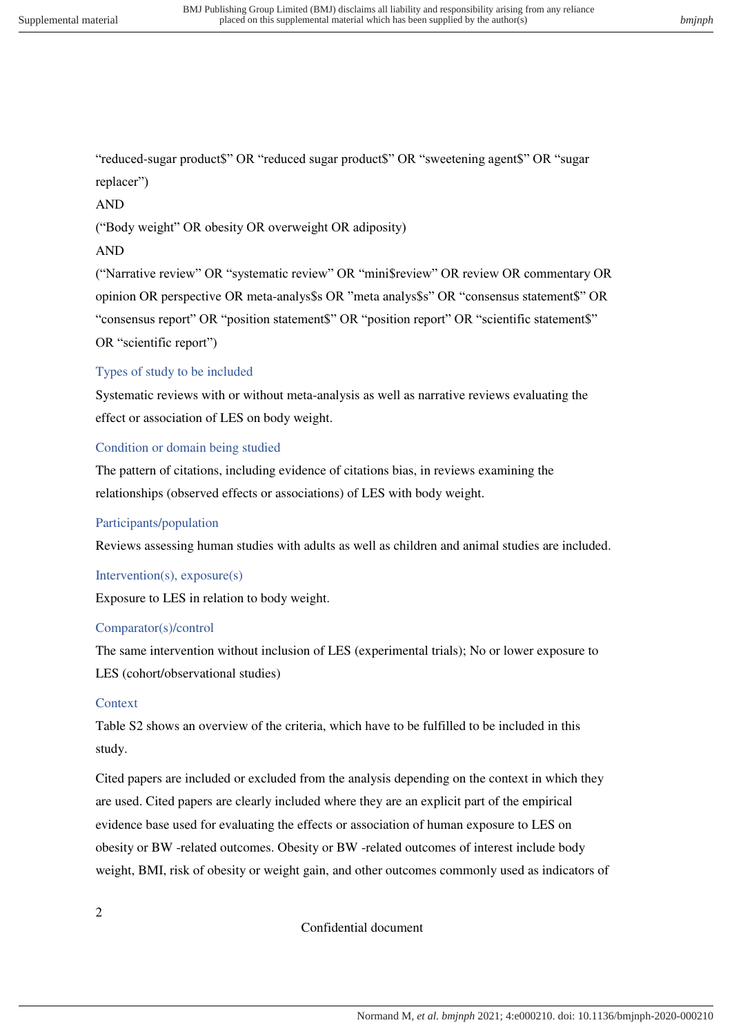"reduced-sugar product$" OR "reduced sugar product$" OR "sweetening agent$" OR "sugar replacer")

AND

("Body weight" OR obesity OR overweight OR adiposity)

AND

("Narrative review" OR "systematic review" OR "mini$review" OR review OR commentary OR opinion OR perspective OR meta-analys$s OR "meta analys$s" OR "consensus statement$" OR "consensus report" OR "position statement$" OR "position report" OR "scientific statement$" OR "scientific report")

### Types of study to be included

Systematic reviews with or without meta-analysis as well as narrative reviews evaluating the effect or association of LES on body weight.

### Condition or domain being studied

The pattern of citations, including evidence of citations bias, in reviews examining the relationships (observed effects or associations) of LES with body weight.

### Participants/population

Reviews assessing human studies with adults as well as children and animal studies are included.

### Intervention(s), exposure(s)

Exposure to LES in relation to body weight.

### Comparator(s)/control

The same intervention without inclusion of LES (experimental trials); No or lower exposure to LES (cohort/observational studies)

### Context

Table S2 shows an overview of the criteria, which have to be fulfilled to be included in this study.

Cited papers are included or excluded from the analysis depending on the context in which they are used. Cited papers are clearly included where they are an explicit part of the empirical evidence base used for evaluating the effects or association of human exposure to LES on obesity or BW -related outcomes. Obesity or BW -related outcomes of interest include body weight, BMI, risk of obesity or weight gain, and other outcomes commonly used as indicators of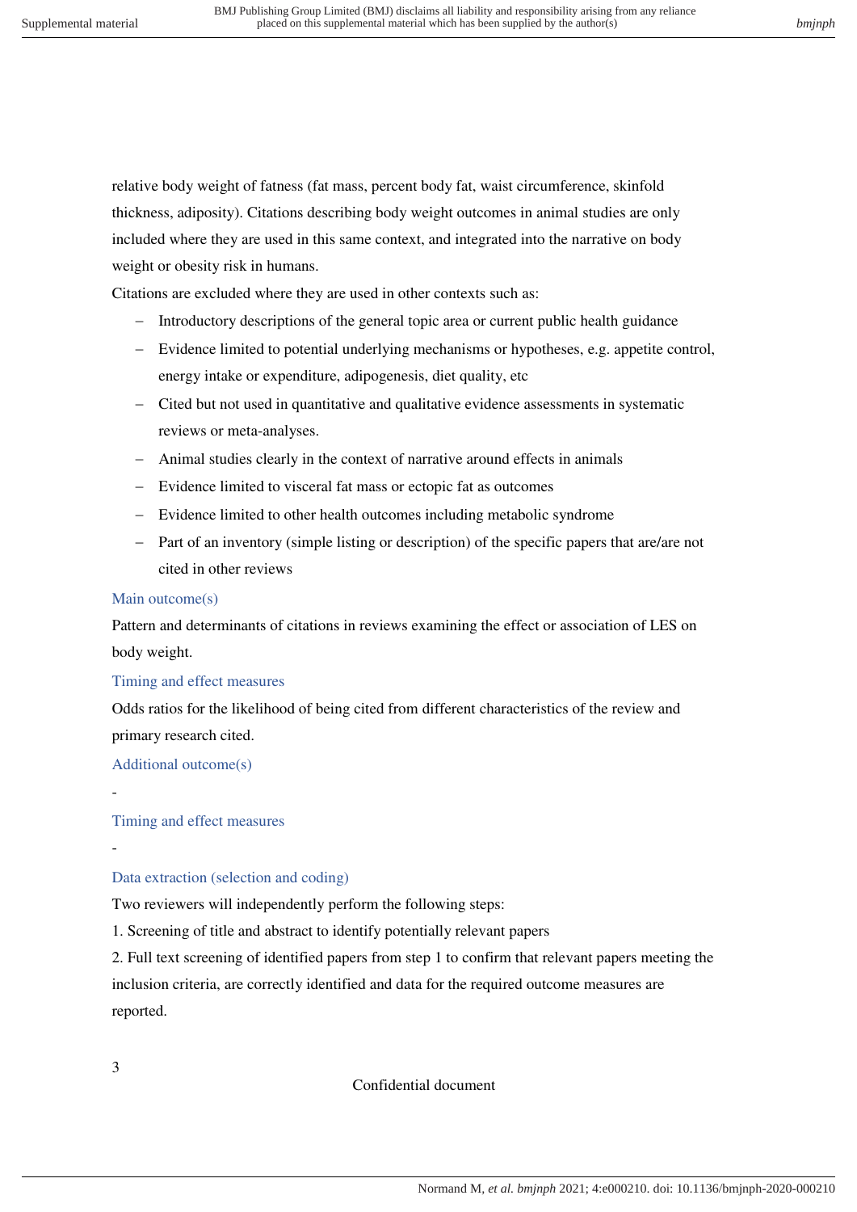relative body weight of fatness (fat mass, percent body fat, waist circumference, skinfold thickness, adiposity). Citations describing body weight outcomes in animal studies are only included where they are used in this same context, and integrated into the narrative on body weight or obesity risk in humans.

Citations are excluded where they are used in other contexts such as:

- Introductory descriptions of the general topic area or current public health guidance
- Evidence limited to potential underlying mechanisms or hypotheses, e.g. appetite control, energy intake or expenditure, adipogenesis, diet quality, etc
- Cited but not used in quantitative and qualitative evidence assessments in systematic reviews or meta-analyses.
- Animal studies clearly in the context of narrative around effects in animals
- Evidence limited to visceral fat mass or ectopic fat as outcomes
- Evidence limited to other health outcomes including metabolic syndrome
- Part of an inventory (simple listing or description) of the specific papers that are/are not cited in other reviews

### Main outcome(s)

Pattern and determinants of citations in reviews examining the effect or association of LES on body weight.

### Timing and effect measures

Odds ratios for the likelihood of being cited from different characteristics of the review and primary research cited.

### Additional outcome(s)

-

### Timing and effect measures

-

### Data extraction (selection and coding)

Two reviewers will independently perform the following steps:

1. Screening of title and abstract to identify potentially relevant papers
2. Full text screening of identified papers from step 1 to confirm that relevant papers meeting the inclusion criteria, are correctly identified and data for the required outcome measures are reported.

Confidential document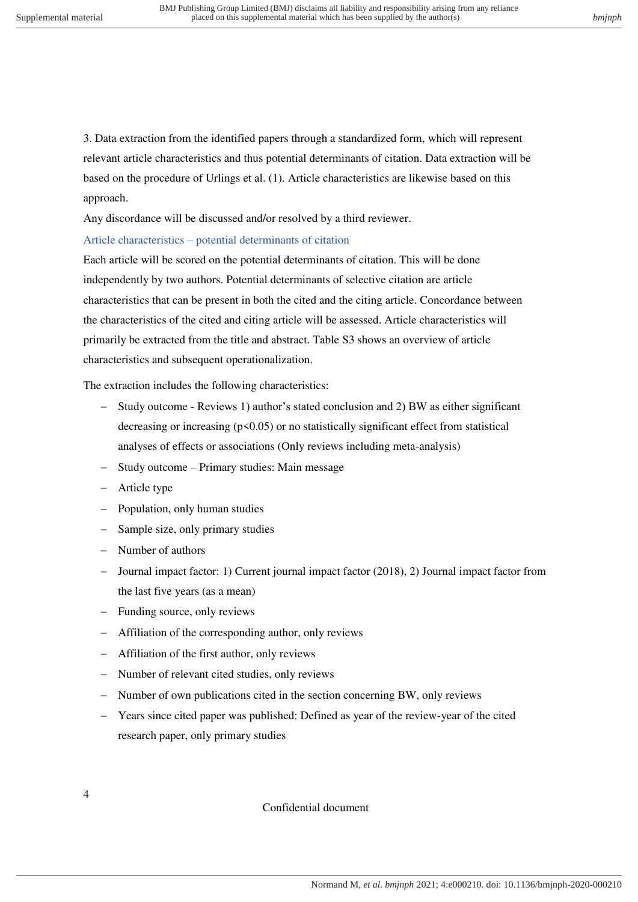3. Data extraction from the identified papers through a standardized form, which will represent relevant article characteristics and thus potential determinants of citation. Data extraction will be based on the procedure of Urlings et al. (1). Article characteristics are likewise based on this approach.

Any discordance will be discussed and/or resolved by a third reviewer.

### Article characteristics – potential determinants of citation

Each article will be scored on the potential determinants of citation. This will be done independently by two authors. Potential determinants of selective citation are article characteristics that can be present in both the cited and the citing article. Concordance between the characteristics of the cited and citing article will be assessed. Article characteristics will primarily be extracted from the title and abstract. Table S3 shows an overview of article characteristics and subsequent operationalization.

The extraction includes the following characteristics:

- Study outcome - Reviews 1) author's stated conclusion and 2) BW as either significant decreasing or increasing ($p<0.05$) or no statistically significant effect from statistical analyses of effects or associations (Only reviews including meta-analysis)
- Study outcome – Primary studies: Main message
- Article type
- Population, only human studies
- Sample size, only primary studies
- Number of authors
- Journal impact factor: 1) Current journal impact factor (2018), 2) Journal impact factor from the last five years (as a mean)
- Funding source, only reviews
- Affiliation of the corresponding author, only reviews
- Affiliation of the first author, only reviews
- Number of relevant cited studies, only reviews
- Number of own publications cited in the section concerning BW, only reviews
- Years since cited paper was published: Defined as year of the review-year of the cited research paper, only primary studies

Confidential document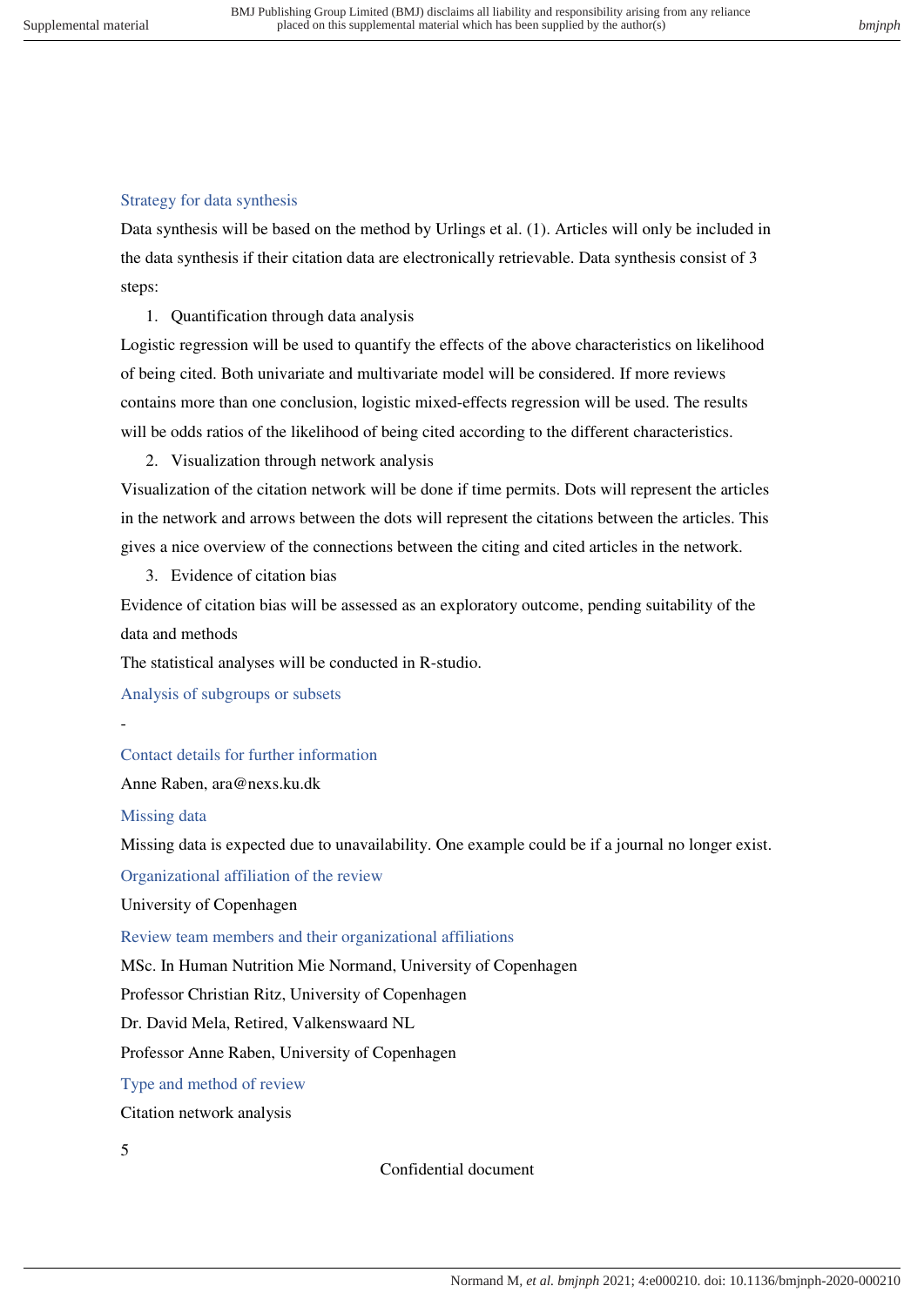### Strategy for data synthesis

Data synthesis will be based on the method by Urlings et al. (1). Articles will only be included in the data synthesis if their citation data are electronically retrievable. Data synthesis consist of 3 steps:

1. Quantification through data analysis

Logistic regression will be used to quantify the effects of the above characteristics on likelihood of being cited. Both univariate and multivariate model will be considered. If more reviews contains more than one conclusion, logistic mixed-effects regression will be used. The results will be odds ratios of the likelihood of being cited according to the different characteristics.

2. Visualization through network analysis

Visualization of the citation network will be done if time permits. Dots will represent the articles in the network and arrows between the dots will represent the citations between the articles. This gives a nice overview of the connections between the citing and cited articles in the network.

3. Evidence of citation bias

Evidence of citation bias will be assessed as an exploratory outcome, pending suitability of the data and methods

The statistical analyses will be conducted in R-studio.

### Analysis of subgroups or subsets

-

### Contact details for further information

Anne Raben, ara@nexs.ku.dk

### Missing data

Missing data is expected due to unavailability. One example could be if a journal no longer exist.

### Organizational affiliation of the review

University of Copenhagen

### Review team members and their organizational affiliations

MSc. In Human Nutrition Mie Normand, University of Copenhagen

Professor Christian Ritz, University of Copenhagen

Dr. David Mela, Retired, Valkenswaard NL

Professor Anne Raben, University of Copenhagen

### Type and method of review

Citation network analysis

Confidential document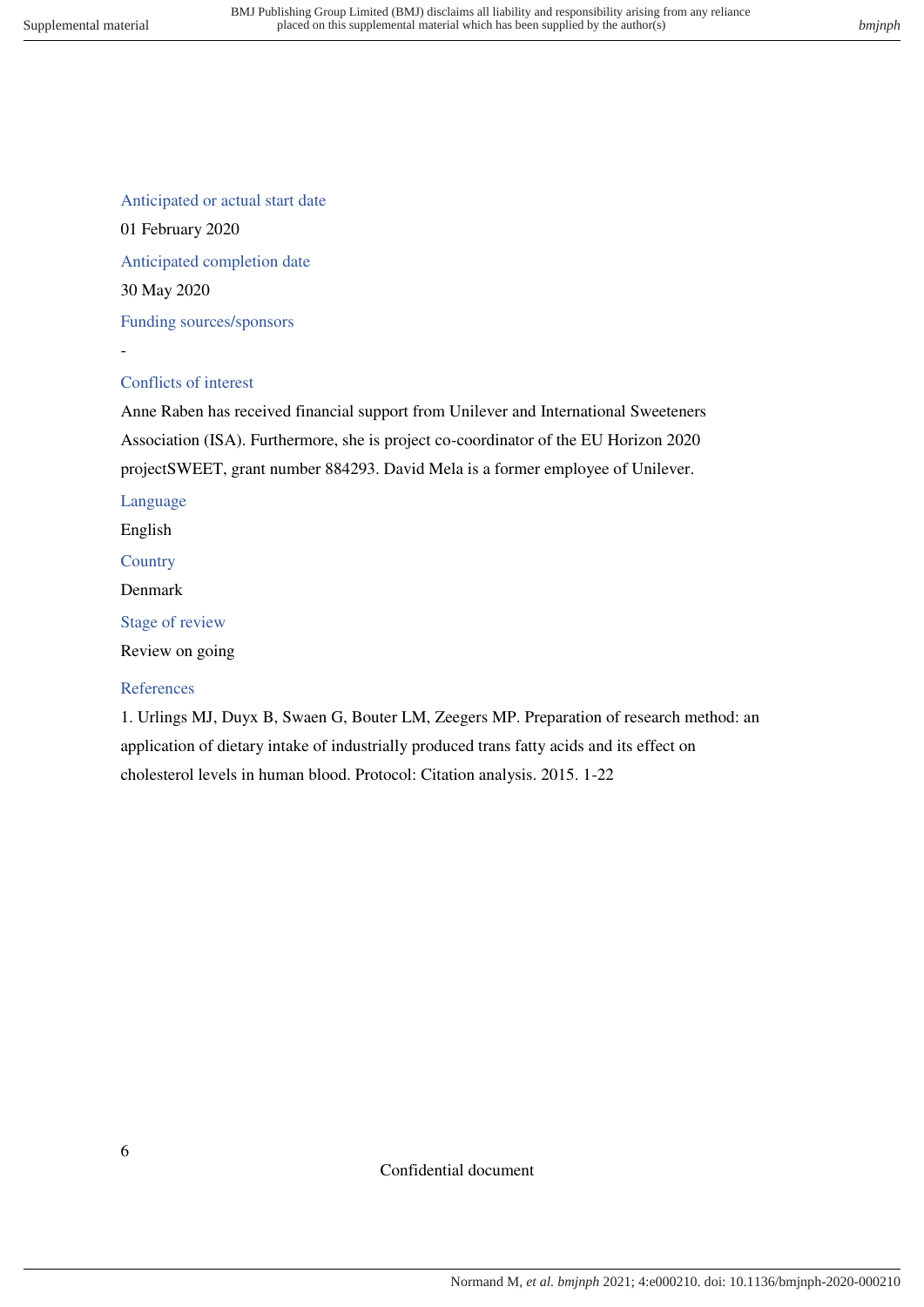### Anticipated or actual start date

01 February 2020

### Anticipated completion date

30 May 2020

### Funding sources/sponsors

-

### Conflicts of interest

Anne Raben has received financial support from Unilever and International Sweeteners Association (ISA). Furthermore, she is project co-coordinator of the EU Horizon 2020 projectSWEET, grant number 884293. David Mela is a former employee of Unilever.

### Language

English

### Country

Denmark

### Stage of review

Review on going

### References

1. Urlings MJ, Duyx B, Swaen G, Bouter LM, Zeegers MP. Preparation of research method: an application of dietary intake of industrially produced trans fatty acids and its effect on cholesterol levels in human blood. Protocol: Citation analysis. 2015. 1-22

Confidential document